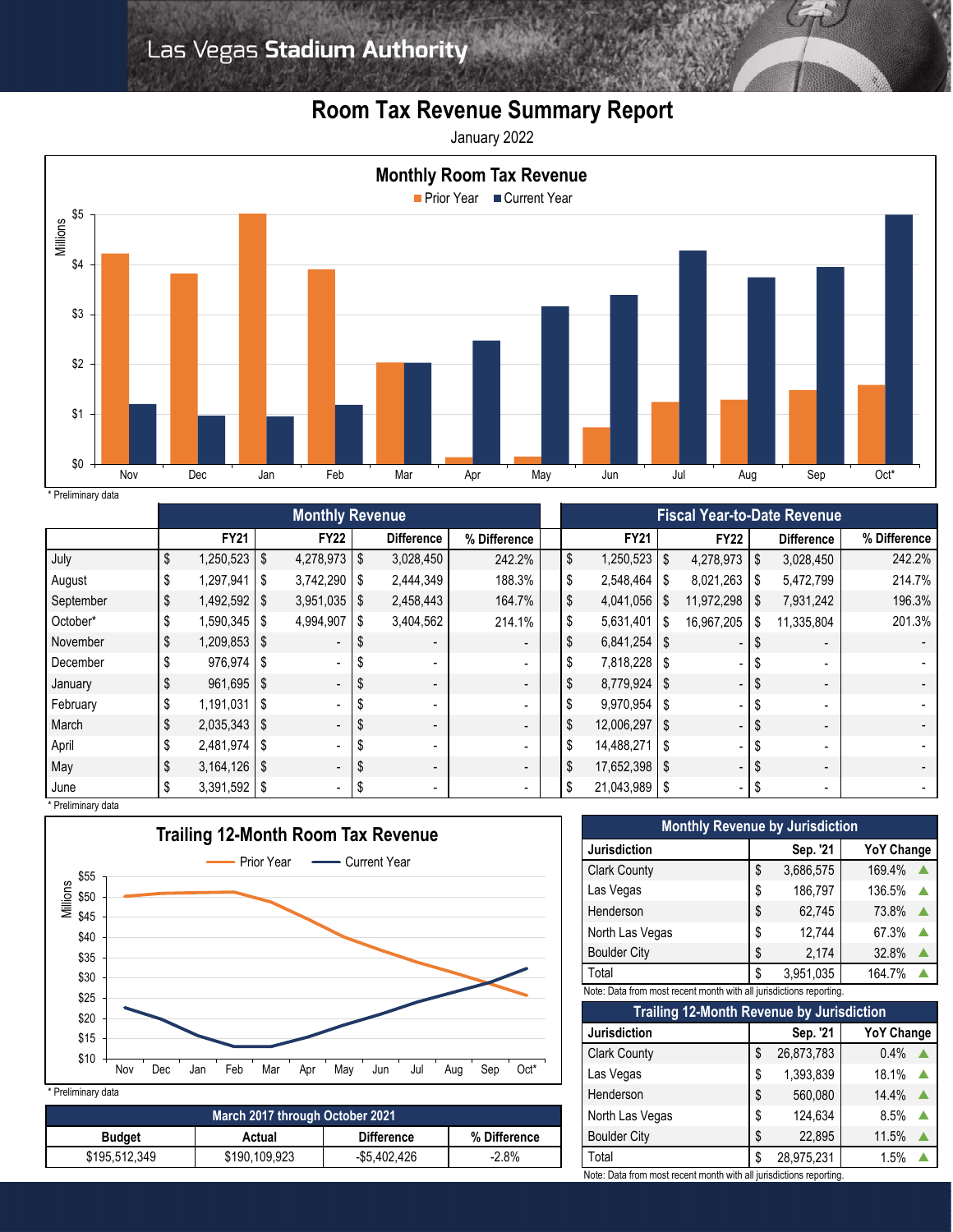# Las Vegas Stadium Authority

## Room Tax Revenue Summary Report

January 2022

### Monthly Room Tax Revenue

Prior Year | Current Year

* Preliminary data

| | Monthly Revenue | | | | Fiscal Year-to-Date Revenue | | | |
|---|---|---|---|---|---|---|---|---|
| | FY21 | FY22 | Difference | % Difference | FY21 | FY22 | Difference | % Difference |
| July | $ 1,250,523 | $ 4,278,973 | $ 3,028,450 | 242.2% | $ 1,250,523 | $ 4,278,973 | $ 3,028,450 | 242.2% |
| August | $ 1,297,941 | $ 3,742,290 | $ 2,444,349 | 188.3% | $ 2,548,464 | $ 8,021,263 | $ 5,472,799 | 214.7% |
| September | $ 1,492,592 | $ 3,951,035 | $ 2,458,443 | 164.7% | $ 4,041,056 | $ 11,972,298 | $ 7,931,242 | 196.3% |
| October* | $ 1,590,345 | $ 4,994,907 | $ 3,404,562 | 214.1% | $ 5,631,401 | $ 16,967,205 | $ 11,335,804 | 201.3% |
| November | $ 1,209,853 | $ - | $ - | - | $ 6,841,254 | $ - | $ - | - |
| December | $ 976,974 | $ - | $ - | - | $ 7,818,228 | $ - | $ - | - |
| January | $ 961,695 | $ - | $ - | - | $ 8,779,924 | $ - | $ - | - |
| February | $ 1,191,031 | $ - | $ - | - | $ 9,970,954 | $ - | $ - | - |
| March | $ 2,035,343 | $ - | $ - | - | $ 12,006,297 | $ - | $ - | - |
| April | $ 2,481,974 | $ - | $ - | - | $ 14,488,271 | $ - | $ - | - |
| May | $ 3,164,126 | $ - | $ - | - | $ 17,652,398 | $ - | $ - | - |
| June | $ 3,391,592 | $ - | $ - | - | $ 21,043,989 | $ - | $ - | - |

* Preliminary data

### Trailing 12-Month Room Tax Revenue

Prior Year | Current Year

* Preliminary data

| March 2017 through October 2021 | | | |
|---|---|---|---|
| Budget | Actual | Difference | % Difference |
| $195,512,349 | $190,109,923 | -$5,402,426 | -2.8% |

| Monthly Revenue by Jurisdiction | | |
|---|---|---|
| Jurisdiction | Sep. '21 | YoY Change |
| Clark County | $ 3,686,575 | 169.4% ▲ |
| Las Vegas | $ 186,797 | 136.5% ▲ |
| Henderson | $ 62,745 | 73.8% ▲ |
| North Las Vegas | $ 12,744 | 67.3% ▲ |
| Boulder City | $ 2,174 | 32.8% ▲ |
| Total | $ 3,951,035 | 164.7% ▲ |

Note: Data from most recent month with all jurisdictions reporting.

| Trailing 12-Month Revenue by Jurisdiction | | |
|---|---|---|
| Jurisdiction | Sep. '21 | YoY Change |
| Clark County | $ 26,873,783 | 0.4% ▲ |
| Las Vegas | $ 1,393,839 | 18.1% ▲ |
| Henderson | $ 560,080 | 14.4% ▲ |
| North Las Vegas | $ 124,634 | 8.5% ▲ |
| Boulder City | $ 22,895 | 11.5% ▲ |
| Total | $ 28,975,231 | 1.5% ▲ |

Note: Data from most recent month with all jurisdictions reporting.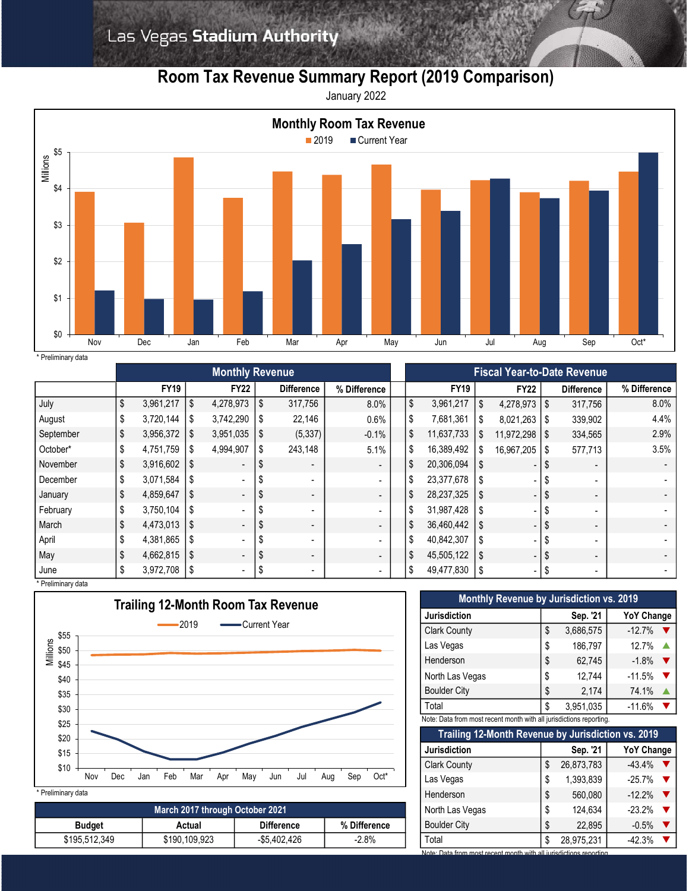Las Vegas **Stadium Authority**

# Room Tax Revenue Summary Report (2019 Comparison)

January 2022

## Monthly Room Tax Revenue

2019 / Current Year

Millions

$5
$4
$3
$2
$1
$0

Nov Dec Jan Feb Mar Apr May Jun Jul Aug Sep Oct*

\* Preliminary data

| | Monthly Revenue | | | | Fiscal Year-to-Date Revenue | | | |
|---|---|---|---|---|---|---|---|---|
| | FY19 | FY22 | Difference | % Difference | FY19 | FY22 | Difference | % Difference |
| July | $ 3,961,217 | $ 4,278,973 | $ 317,756 | 8.0% | $ 3,961,217 | $ 4,278,973 | $ 317,756 | 8.0% |
| August | $ 3,720,144 | $ 3,742,290 | $ 22,146 | 0.6% | $ 7,681,361 | $ 8,021,263 | $ 339,902 | 4.4% |
| September | $ 3,956,372 | $ 3,951,035 | $ (5,337) | -0.1% | $ 11,637,733 | $ 11,972,298 | $ 334,565 | 2.9% |
| October* | $ 4,751,759 | $ 4,994,907 | $ 243,148 | 5.1% | $ 16,389,492 | $ 16,967,205 | $ 577,713 | 3.5% |
| November | $ 3,916,602 | $ - | $ - | - | $ 20,306,094 | $ - | $ - | - |
| December | $ 3,071,584 | $ - | $ - | - | $ 23,377,678 | $ - | $ - | - |
| January | $ 4,859,647 | $ - | $ - | - | $ 28,237,325 | $ - | $ - | - |
| February | $ 3,750,104 | $ - | $ - | - | $ 31,987,428 | $ - | $ - | - |
| March | $ 4,473,013 | $ - | $ - | - | $ 36,460,442 | $ - | $ - | - |
| April | $ 4,381,865 | $ - | $ - | - | $ 40,842,307 | $ - | $ - | - |
| May | $ 4,662,815 | $ - | $ - | - | $ 45,505,122 | $ - | $ - | - |
| June | $ 3,972,708 | $ - | $ - | - | $ 49,477,830 | $ - | $ - | - |

\* Preliminary data

## Trailing 12-Month Room Tax Revenue

2019 / Current Year

Millions

$55
$50
$45
$40
$35
$30
$25
$20
$15
$10

Nov Dec Jan Feb Mar Apr May Jun Jul Aug Sep Oct*

\* Preliminary data

| March 2017 through October 2021 | | | |
|---|---|---|---|
| **Budget** | **Actual** | **Difference** | **% Difference** |
| $195,512,349 | $190,109,923 | -$5,402,426 | -2.8% |

| Monthly Revenue by Jurisdiction vs. 2019 | | |
|---|---|---|
| **Jurisdiction** | **Sep. '21** | **YoY Change** |
| Clark County | $ 3,686,575 | -12.7% ▼ |
| Las Vegas | $ 186,797 | 12.7% ▲ |
| Henderson | $ 62,745 | -1.8% ▼ |
| North Las Vegas | $ 12,744 | -11.5% ▼ |
| Boulder City | $ 2,174 | 74.1% ▲ |
| Total | $ 3,951,035 | -11.6% ▼ |

Note: Data from most recent month with all jurisdictions reporting.

| Trailing 12-Month Revenue by Jurisdiction vs. 2019 | | |
|---|---|---|
| **Jurisdiction** | **Sep. '21** | **YoY Change** |
| Clark County | $ 26,873,783 | -43.4% ▼ |
| Las Vegas | $ 1,393,839 | -25.7% ▼ |
| Henderson | $ 560,080 | -12.2% ▼ |
| North Las Vegas | $ 124,634 | -23.2% ▼ |
| Boulder City | $ 22,895 | -0.5% ▼ |
| Total | $ 28,975,231 | -42.3% ▼ |

Note: Data from most recent month with all jurisdictions reporting.